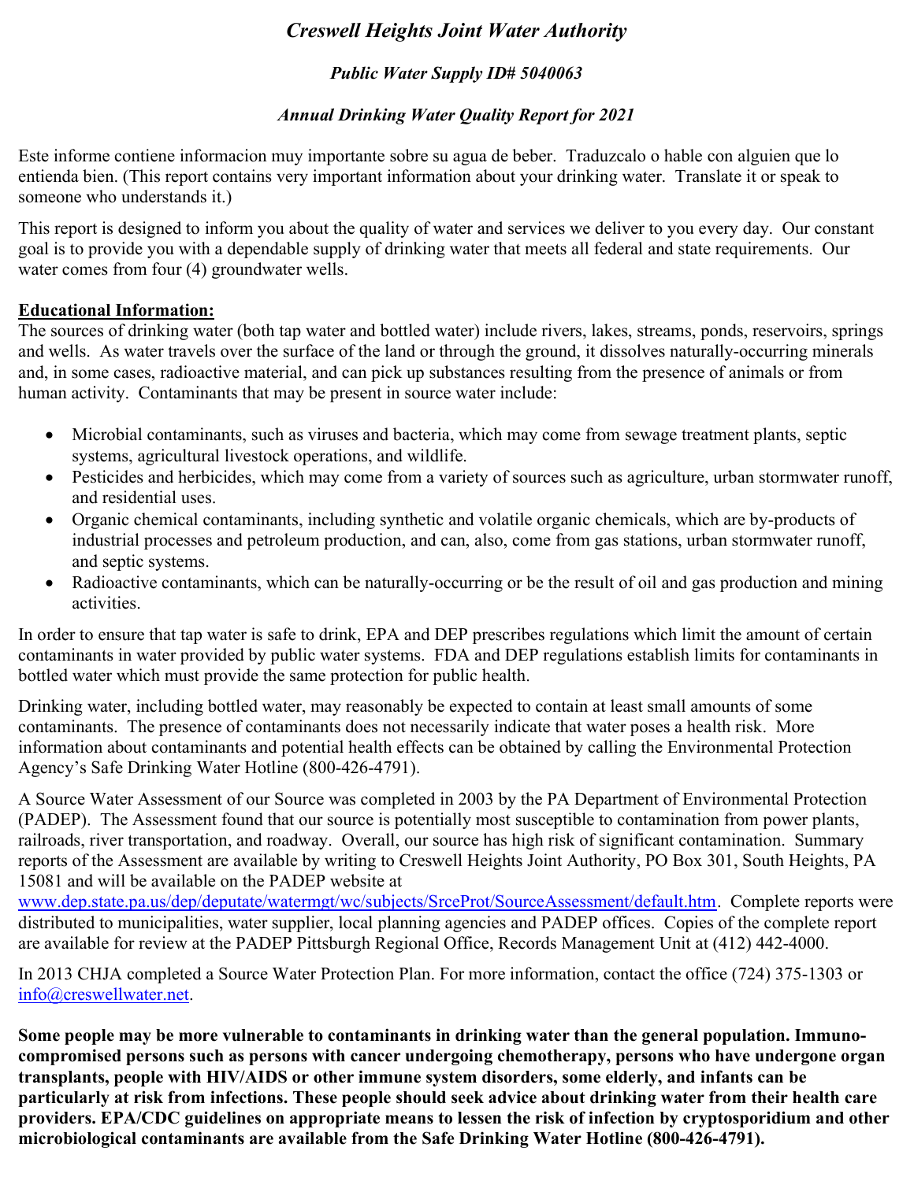# *Creswell Heights Joint Water Authority*

### *Public Water Supply ID# 5040063*

### *Annual Drinking Water Quality Report for 2021*

Este informe contiene informacion muy importante sobre su agua de beber. Traduzcalo o hable con alguien que lo entienda bien. (This report contains very important information about your drinking water. Translate it or speak to someone who understands it.)

This report is designed to inform you about the quality of water and services we deliver to you every day. Our constant goal is to provide you with a dependable supply of drinking water that meets all federal and state requirements. Our water comes from four (4) groundwater wells.

**Educational Information:**

The sources of drinking water (both tap water and bottled water) include rivers, lakes, streams, ponds, reservoirs, springs and wells. As water travels over the surface of the land or through the ground, it dissolves naturally-occurring minerals and, in some cases, radioactive material, and can pick up substances resulting from the presence of animals or from human activity. Contaminants that may be present in source water include:

- Microbial contaminants, such as viruses and bacteria, which may come from sewage treatment plants, septic systems, agricultural livestock operations, and wildlife.
- Pesticides and herbicides, which may come from a variety of sources such as agriculture, urban stormwater runoff, and residential uses.
- Organic chemical contaminants, including synthetic and volatile organic chemicals, which are by-products of industrial processes and petroleum production, and can, also, come from gas stations, urban stormwater runoff, and septic systems.
- Radioactive contaminants, which can be naturally-occurring or be the result of oil and gas production and mining activities.

In order to ensure that tap water is safe to drink, EPA and DEP prescribes regulations which limit the amount of certain contaminants in water provided by public water systems. FDA and DEP regulations establish limits for contaminants in bottled water which must provide the same protection for public health.

Drinking water, including bottled water, may reasonably be expected to contain at least small amounts of some contaminants. The presence of contaminants does not necessarily indicate that water poses a health risk. More information about contaminants and potential health effects can be obtained by calling the Environmental Protection Agency's Safe Drinking Water Hotline (800-426-4791).

A Source Water Assessment of our Source was completed in 2003 by the PA Department of Environmental Protection (PADEP). The Assessment found that our source is potentially most susceptible to contamination from power plants, railroads, river transportation, and roadway. Overall, our source has high risk of significant contamination. Summary reports of the Assessment are available by writing to Creswell Heights Joint Authority, PO Box 301, South Heights, PA 15081 and will be available on the PADEP website at www.dep.state.pa.us/dep/deputate/watermgt/wc/subjects/SrceProt/SourceAssessment/default.htm. Complete reports were distributed to municipalities, water supplier, local planning agencies and PADEP offices. Copies of the complete report are available for review at the PADEP Pittsburgh Regional Office, Records Management Unit at (412) 442-4000.

In 2013 CHJA completed a Source Water Protection Plan. For more information, contact the office (724) 375-1303 or info@creswellwater.net.

**Some people may be more vulnerable to contaminants in drinking water than the general population. Immuno-compromised persons such as persons with cancer undergoing chemotherapy, persons who have undergone organ transplants, people with HIV/AIDS or other immune system disorders, some elderly, and infants can be particularly at risk from infections. These people should seek advice about drinking water from their health care providers. EPA/CDC guidelines on appropriate means to lessen the risk of infection by cryptosporidium and other microbiological contaminants are available from the Safe Drinking Water Hotline (800-426-4791).**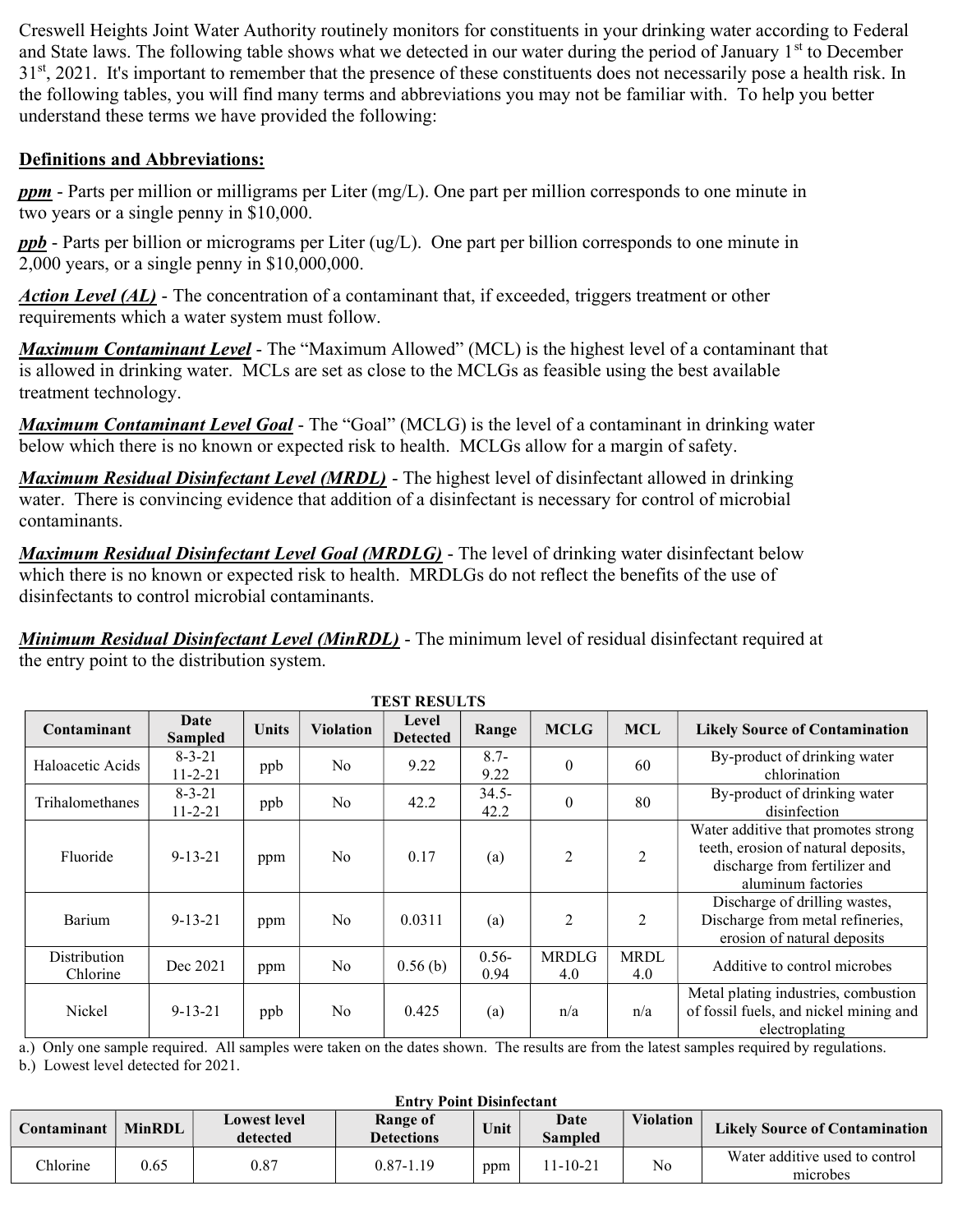Creswell Heights Joint Water Authority routinely monitors for constituents in your drinking water according to Federal and State laws. The following table shows what we detected in our water during the period of January 1st to December 31st, 2021. It's important to remember that the presence of these constituents does not necessarily pose a health risk. In the following tables, you will find many terms and abbreviations you may not be familiar with. To help you better understand these terms we have provided the following:

**Definitions and Abbreviations:**

***ppm*** - Parts per million or milligrams per Liter (mg/L). One part per million corresponds to one minute in two years or a single penny in $10,000.

***ppb*** - Parts per billion or micrograms per Liter (ug/L). One part per billion corresponds to one minute in 2,000 years, or a single penny in $10,000,000.

***Action Level (AL)*** - The concentration of a contaminant that, if exceeded, triggers treatment or other requirements which a water system must follow.

***Maximum Contaminant Level*** - The "Maximum Allowed" (MCL) is the highest level of a contaminant that is allowed in drinking water. MCLs are set as close to the MCLGs as feasible using the best available treatment technology.

***Maximum Contaminant Level Goal*** - The "Goal" (MCLG) is the level of a contaminant in drinking water below which there is no known or expected risk to health. MCLGs allow for a margin of safety.

***Maximum Residual Disinfectant Level (MRDL)*** - The highest level of disinfectant allowed in drinking water. There is convincing evidence that addition of a disinfectant is necessary for control of microbial contaminants.

***Maximum Residual Disinfectant Level Goal (MRDLG)*** - The level of drinking water disinfectant below which there is no known or expected risk to health. MRDLGs do not reflect the benefits of the use of disinfectants to control microbial contaminants.

***Minimum Residual Disinfectant Level (MinRDL)*** - The minimum level of residual disinfectant required at the entry point to the distribution system.

**TEST RESULTS**

| Contaminant | Date Sampled | Units | Violation | Level Detected | Range | MCLG | MCL | Likely Source of Contamination |
|---|---|---|---|---|---|---|---|---|
| Haloacetic Acids | 8-3-21 11-2-21 | ppb | No | 9.22 | 8.7-9.22 | 0 | 60 | By-product of drinking water chlorination |
| Trihalomethanes | 8-3-21 11-2-21 | ppb | No | 42.2 | 34.5-42.2 | 0 | 80 | By-product of drinking water disinfection |
| Fluoride | 9-13-21 | ppm | No | 0.17 | (a) | 2 | 2 | Water additive that promotes strong teeth, erosion of natural deposits, discharge from fertilizer and aluminum factories |
| Barium | 9-13-21 | ppm | No | 0.0311 | (a) | 2 | 2 | Discharge of drilling wastes, Discharge from metal refineries, erosion of natural deposits |
| Distribution Chlorine | Dec 2021 | ppm | No | 0.56 (b) | 0.56-0.94 | MRDLG 4.0 | MRDL 4.0 | Additive to control microbes |
| Nickel | 9-13-21 | ppb | No | 0.425 | (a) | n/a | n/a | Metal plating industries, combustion of fossil fuels, and nickel mining and electroplating |

a.) Only one sample required. All samples were taken on the dates shown. The results are from the latest samples required by regulations.
b.) Lowest level detected for 2021.

**Entry Point Disinfectant**

| Contaminant | MinRDL | Lowest level detected | Range of Detections | Unit | Date Sampled | Violation | Likely Source of Contamination |
|---|---|---|---|---|---|---|---|
| Chlorine | 0.65 | 0.87 | 0.87-1.19 | ppm | 11-10-21 | No | Water additive used to control microbes |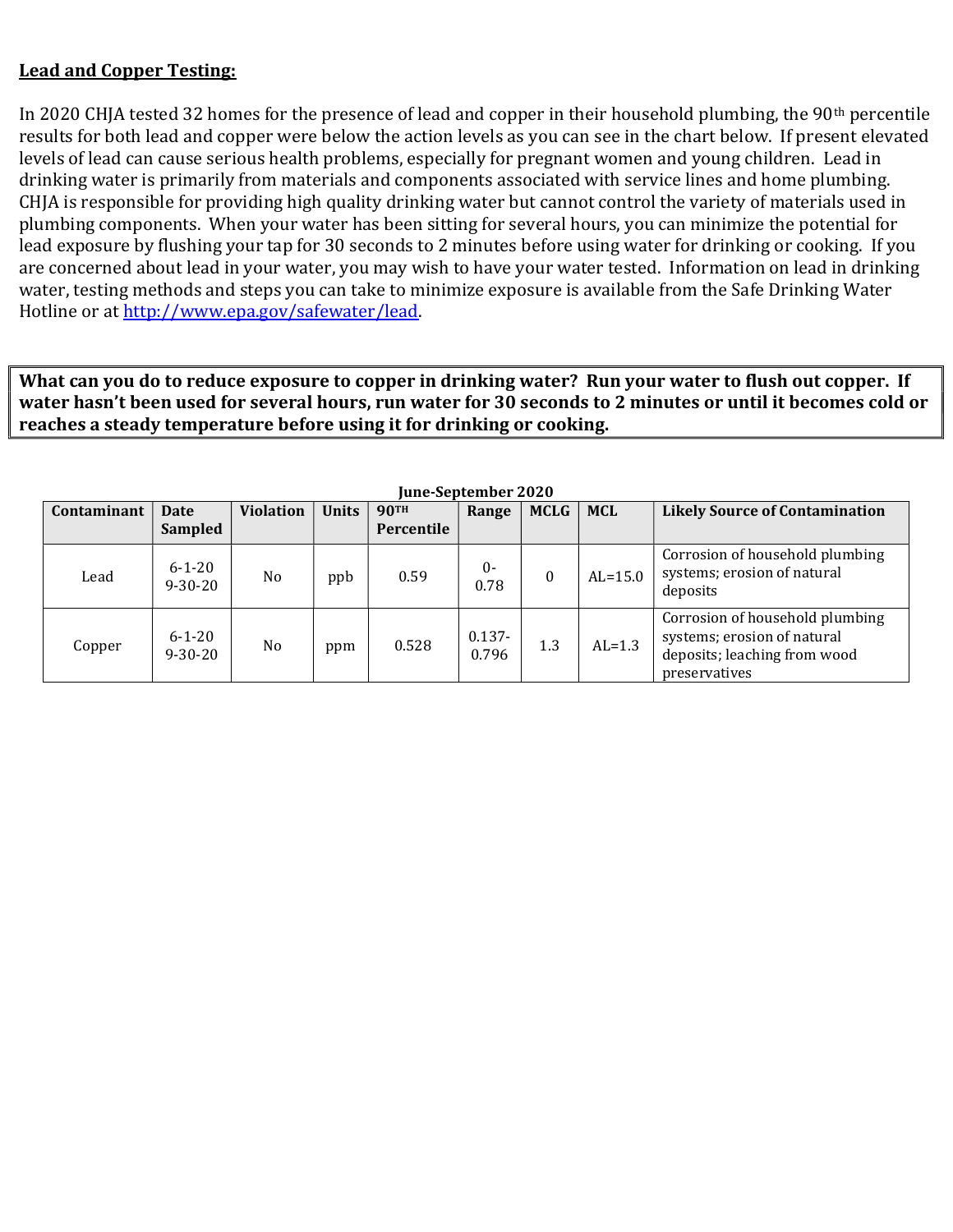**Lead and Copper Testing:**

In 2020 CHJA tested 32 homes for the presence of lead and copper in their household plumbing, the 90th percentile results for both lead and copper were below the action levels as you can see in the chart below. If present elevated levels of lead can cause serious health problems, especially for pregnant women and young children. Lead in drinking water is primarily from materials and components associated with service lines and home plumbing. CHJA is responsible for providing high quality drinking water but cannot control the variety of materials used in plumbing components. When your water has been sitting for several hours, you can minimize the potential for lead exposure by flushing your tap for 30 seconds to 2 minutes before using water for drinking or cooking. If you are concerned about lead in your water, you may wish to have your water tested. Information on lead in drinking water, testing methods and steps you can take to minimize exposure is available from the Safe Drinking Water Hotline or at http://www.epa.gov/safewater/lead.

**What can you do to reduce exposure to copper in drinking water? Run your water to flush out copper. If water hasn't been used for several hours, run water for 30 seconds to 2 minutes or until it becomes cold or reaches a steady temperature before using it for drinking or cooking.**

**June-September 2020**

| Contaminant | Date Sampled | Violation | Units | 90TH Percentile | Range | MCLG | MCL | Likely Source of Contamination |
|---|---|---|---|---|---|---|---|---|
| Lead | 6-1-20 9-30-20 | No | ppb | 0.59 | 0-0.78 | 0 | AL=15.0 | Corrosion of household plumbing systems; erosion of natural deposits |
| Copper | 6-1-20 9-30-20 | No | ppm | 0.528 | 0.137-0.796 | 1.3 | AL=1.3 | Corrosion of household plumbing systems; erosion of natural deposits; leaching from wood preservatives |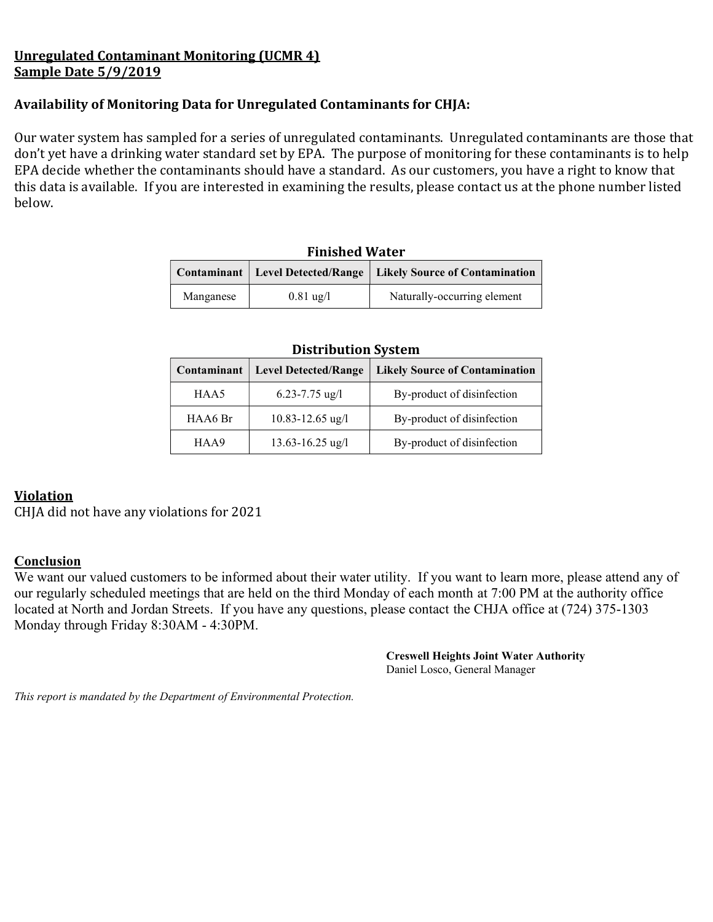**Unregulated Contaminant Monitoring (UCMR 4)**
**Sample Date 5/9/2019**

**Availability of Monitoring Data for Unregulated Contaminants for CHJA:**

Our water system has sampled for a series of unregulated contaminants. Unregulated contaminants are those that don't yet have a drinking water standard set by EPA. The purpose of monitoring for these contaminants is to help EPA decide whether the contaminants should have a standard. As our customers, you have a right to know that this data is available. If you are interested in examining the results, please contact us at the phone number listed below.

**Finished Water**

| Contaminant | Level Detected/Range | Likely Source of Contamination |
|---|---|---|
| Manganese | 0.81 ug/l | Naturally-occurring element |

**Distribution System**

| Contaminant | Level Detected/Range | Likely Source of Contamination |
|---|---|---|
| HAA5 | 6.23-7.75 ug/l | By-product of disinfection |
| HAA6 Br | 10.83-12.65 ug/l | By-product of disinfection |
| HAA9 | 13.63-16.25 ug/l | By-product of disinfection |

**Violation**

CHJA did not have any violations for 2021

**Conclusion**

We want our valued customers to be informed about their water utility. If you want to learn more, please attend any of our regularly scheduled meetings that are held on the third Monday of each month at 7:00 PM at the authority office located at North and Jordan Streets. If you have any questions, please contact the CHJA office at (724) 375-1303 Monday through Friday 8:30AM - 4:30PM.

**Creswell Heights Joint Water Authority**
Daniel Losco, General Manager

*This report is mandated by the Department of Environmental Protection.*